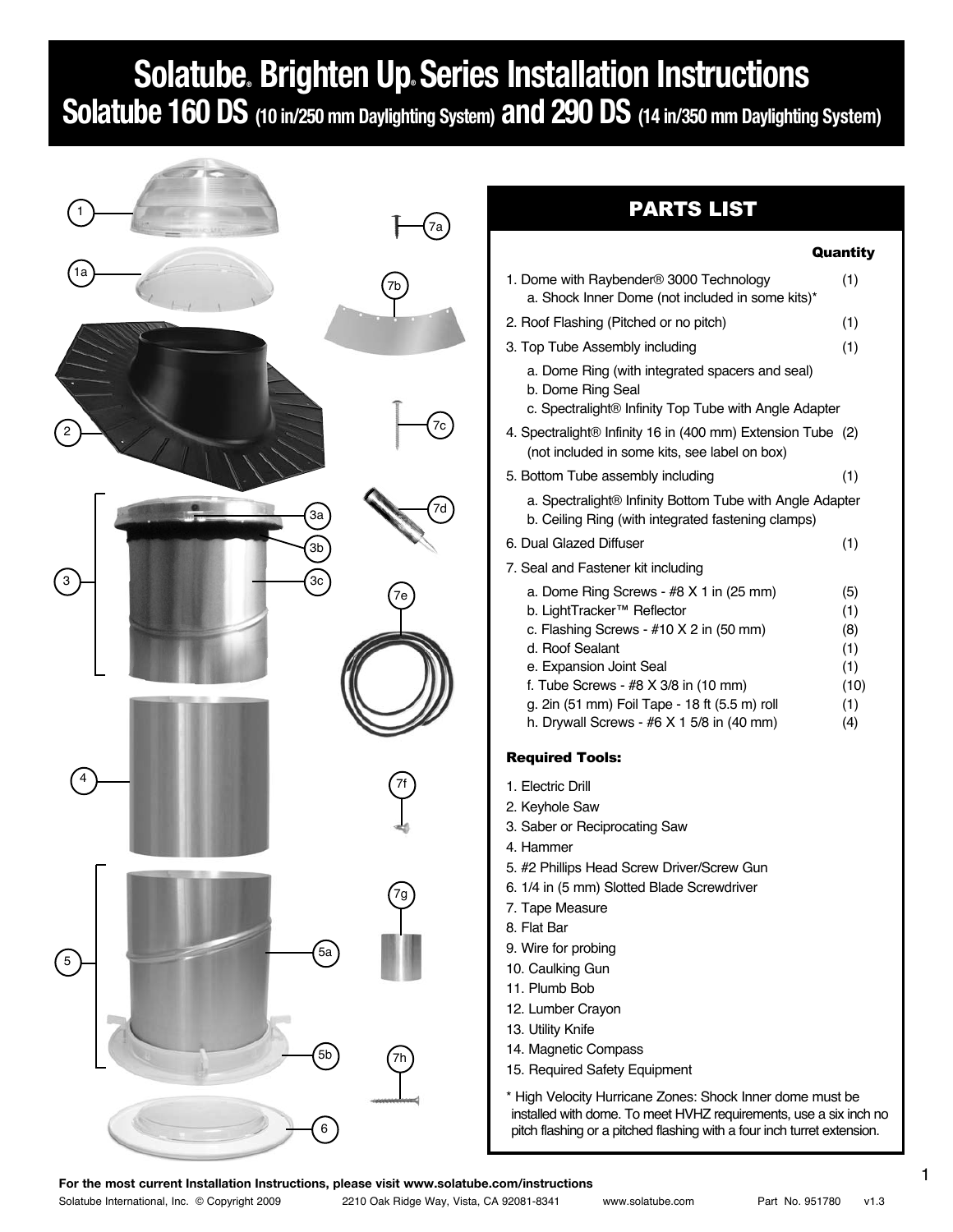# Solatube® Brighten Up® Series Installation Instructions

## Solatube 160 DS (10 in/250 mm Daylighting System) and 290 DS (14 in/350 mm Daylighting System)

1
1a
2
3
3a
3b
3c
4
5
5a
5b
6
7a
7b
7c
7d
7e
7f
7g
7h

## PARTS LIST

| | Quantity |
|---|---|
| 1. Dome with Raybender® 3000 Technology | (1) |
| a. Shock Inner Dome (not included in some kits)* | |
| 2. Roof Flashing (Pitched or no pitch) | (1) |
| 3. Top Tube Assembly including | (1) |
| a. Dome Ring (with integrated spacers and seal) | |
| b. Dome Ring Seal | |
| c. Spectralight® Infinity Top Tube with Angle Adapter | |
| 4. Spectralight® Infinity 16 in (400 mm) Extension Tube (not included in some kits, see label on box) | (2) |
| 5. Bottom Tube assembly including | (1) |
| a. Spectralight® Infinity Bottom Tube with Angle Adapter | |
| b. Ceiling Ring (with integrated fastening clamps) | |
| 6. Dual Glazed Diffuser | (1) |
| 7. Seal and Fastener kit including | |
| a. Dome Ring Screws - #8 X 1 in (25 mm) | (5) |
| b. LightTracker™ Reflector | (1) |
| c. Flashing Screws - #10 X 2 in (50 mm) | (8) |
| d. Roof Sealant | (1) |
| e. Expansion Joint Seal | (1) |
| f. Tube Screws - #8 X 3/8 in (10 mm) | (10) |
| g. 2in (51 mm) Foil Tape - 18 ft (5.5 m) roll | (1) |
| h. Drywall Screws - #6 X 1 5/8 in (40 mm) | (4) |

### Required Tools:

1. Electric Drill
2. Keyhole Saw
3. Saber or Reciprocating Saw
4. Hammer
5. #2 Phillips Head Screw Driver/Screw Gun
6. 1/4 in (5 mm) Slotted Blade Screwdriver
7. Tape Measure
8. Flat Bar
9. Wire for probing
10. Caulking Gun
11. Plumb Bob
12. Lumber Crayon
13. Utility Knife
14. Magnetic Compass
15. Required Safety Equipment

* High Velocity Hurricane Zones: Shock Inner dome must be installed with dome. To meet HVHZ requirements, use a six inch no pitch flashing or a pitched flashing with a four inch turret extension.

**For the most current Installation Instructions, please visit www.solatube.com/instructions**

Solatube International, Inc. © Copyright 2009 2210 Oak Ridge Way, Vista, CA 92081-8341 www.solatube.com Part No. 951780 v1.3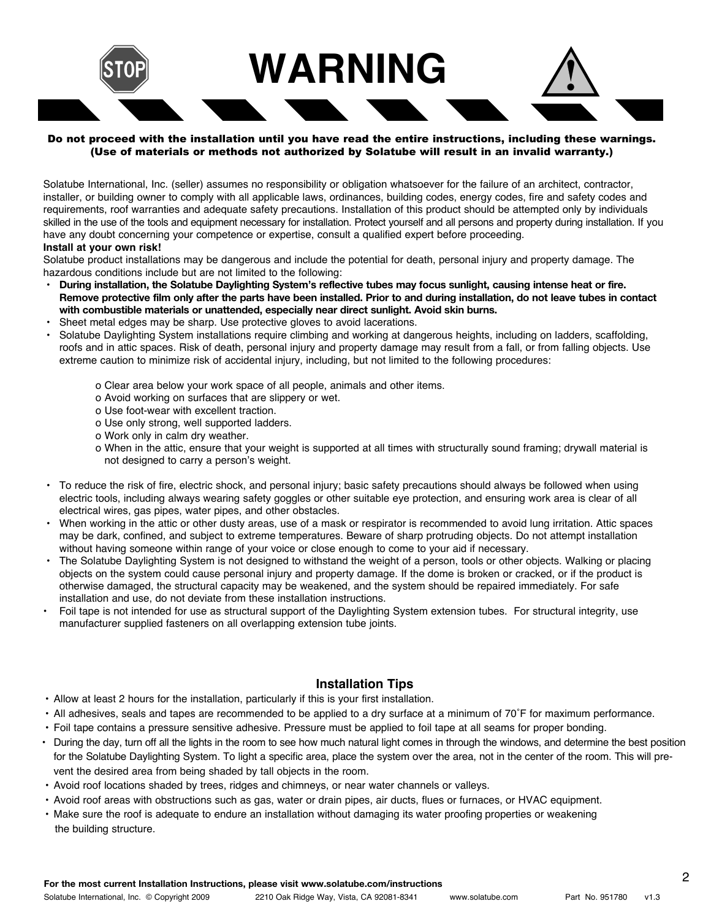# WARNING

**Do not proceed with the installation until you have read the entire instructions, including these warnings. (Use of materials or methods not authorized by Solatube will result in an invalid warranty.)**

Solatube International, Inc. (seller) assumes no responsibility or obligation whatsoever for the failure of an architect, contractor, installer, or building owner to comply with all applicable laws, ordinances, building codes, energy codes, fire and safety codes and requirements, roof warranties and adequate safety precautions. Installation of this product should be attempted only by individuals skilled in the use of the tools and equipment necessary for installation. Protect yourself and all persons and property during installation. If you have any doubt concerning your competence or expertise, consult a qualified expert before proceeding.

**Install at your own risk!**

Solatube product installations may be dangerous and include the potential for death, personal injury and property damage. The hazardous conditions include but are not limited to the following:

- **During installation, the Solatube Daylighting System's reflective tubes may focus sunlight, causing intense heat or fire. Remove protective film only after the parts have been installed. Prior to and during installation, do not leave tubes in contact with combustible materials or unattended, especially near direct sunlight. Avoid skin burns.**
- Sheet metal edges may be sharp. Use protective gloves to avoid lacerations.
- Solatube Daylighting System installations require climbing and working at dangerous heights, including on ladders, scaffolding, roofs and in attic spaces. Risk of death, personal injury and property damage may result from a fall, or from falling objects. Use extreme caution to minimize risk of accidental injury, including, but not limited to the following procedures:
  - Clear area below your work space of all people, animals and other items.
  - Avoid working on surfaces that are slippery or wet.
  - Use foot-wear with excellent traction.
  - Use only strong, well supported ladders.
  - Work only in calm dry weather.
  - When in the attic, ensure that your weight is supported at all times with structurally sound framing; drywall material is not designed to carry a person's weight.
- To reduce the risk of fire, electric shock, and personal injury; basic safety precautions should always be followed when using electric tools, including always wearing safety goggles or other suitable eye protection, and ensuring work area is clear of all electrical wires, gas pipes, water pipes, and other obstacles.
- When working in the attic or other dusty areas, use of a mask or respirator is recommended to avoid lung irritation. Attic spaces may be dark, confined, and subject to extreme temperatures. Beware of sharp protruding objects. Do not attempt installation without having someone within range of your voice or close enough to come to your aid if necessary.
- The Solatube Daylighting System is not designed to withstand the weight of a person, tools or other objects. Walking or placing objects on the system could cause personal injury and property damage. If the dome is broken or cracked, or if the product is otherwise damaged, the structural capacity may be weakened, and the system should be repaired immediately. For safe installation and use, do not deviate from these installation instructions.
- Foil tape is not intended for use as structural support of the Daylighting System extension tubes. For structural integrity, use manufacturer supplied fasteners on all overlapping extension tube joints.

## Installation Tips

- Allow at least 2 hours for the installation, particularly if this is your first installation.
- All adhesives, seals and tapes are recommended to be applied to a dry surface at a minimum of 70˚F for maximum performance.
- Foil tape contains a pressure sensitive adhesive. Pressure must be applied to foil tape at all seams for proper bonding.
- During the day, turn off all the lights in the room to see how much natural light comes in through the windows, and determine the best position for the Solatube Daylighting System. To light a specific area, place the system over the area, not in the center of the room. This will prevent the desired area from being shaded by tall objects in the room.
- Avoid roof locations shaded by trees, ridges and chimneys, or near water channels or valleys.
- Avoid roof areas with obstructions such as gas, water or drain pipes, air ducts, flues or furnaces, or HVAC equipment.
- Make sure the roof is adequate to endure an installation without damaging its water proofing properties or weakening the building structure.

**For the most current Installation Instructions, please visit www.solatube.com/instructions**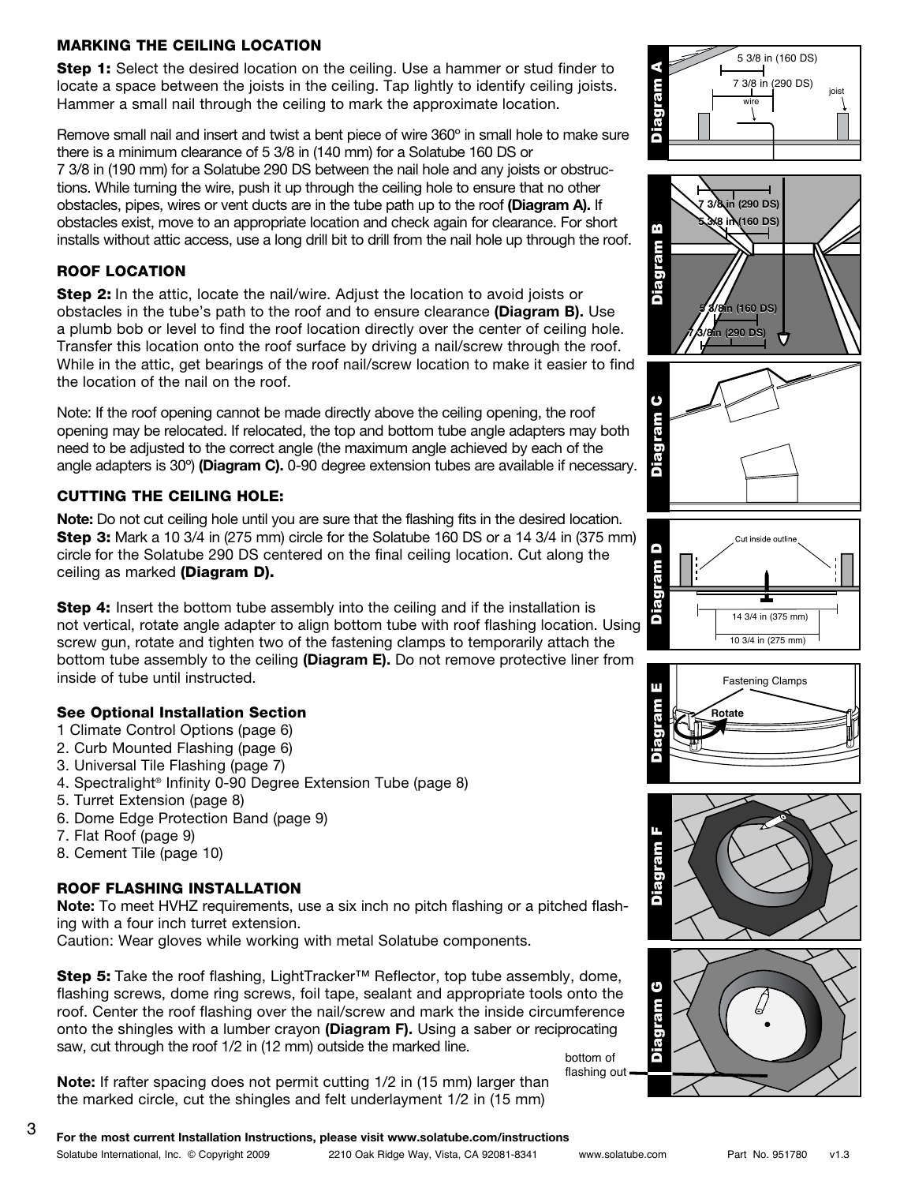## MARKING THE CEILING LOCATION

**Step 1:** Select the desired location on the ceiling. Use a hammer or stud finder to locate a space between the joists in the ceiling. Tap lightly to identify ceiling joists. Hammer a small nail through the ceiling to mark the approximate location.

Remove small nail and insert and twist a bent piece of wire 360º in small hole to make sure there is a minimum clearance of 5 3/8 in (140 mm) for a Solatube 160 DS or 7 3/8 in (190 mm) for a Solatube 290 DS between the nail hole and any joists or obstructions. While turning the wire, push it up through the ceiling hole to ensure that no other obstacles, pipes, wires or vent ducts are in the tube path up to the roof **(Diagram A).** If obstacles exist, move to an appropriate location and check again for clearance. For short installs without attic access, use a long drill bit to drill from the nail hole up through the roof.

## ROOF LOCATION

**Step 2:** In the attic, locate the nail/wire. Adjust the location to avoid joists or obstacles in the tube's path to the roof and to ensure clearance **(Diagram B).** Use a plumb bob or level to find the roof location directly over the center of ceiling hole. Transfer this location onto the roof surface by driving a nail/screw through the roof. While in the attic, get bearings of the roof nail/screw location to make it easier to find the location of the nail on the roof.

Note: If the roof opening cannot be made directly above the ceiling opening, the roof opening may be relocated. If relocated, the top and bottom tube angle adapters may both need to be adjusted to the correct angle (the maximum angle achieved by each of the angle adapters is 30º) **(Diagram C).** 0-90 degree extension tubes are available if necessary.

## CUTTING THE CEILING HOLE:

**Note:** Do not cut ceiling hole until you are sure that the flashing fits in the desired location.
**Step 3:** Mark a 10 3/4 in (275 mm) circle for the Solatube 160 DS or a 14 3/4 in (375 mm) circle for the Solatube 290 DS centered on the final ceiling location. Cut along the ceiling as marked **(Diagram D).**

**Step 4:** Insert the bottom tube assembly into the ceiling and if the installation is not vertical, rotate angle adapter to align bottom tube with roof flashing location. Using screw gun, rotate and tighten two of the fastening clamps to temporarily attach the bottom tube assembly to the ceiling **(Diagram E).** Do not remove protective liner from inside of tube until instructed.

### See Optional Installation Section

1 Climate Control Options (page 6)
2. Curb Mounted Flashing (page 6)
3. Universal Tile Flashing (page 7)
4. Spectralight® Infinity 0-90 Degree Extension Tube (page 8)
5. Turret Extension (page 8)
6. Dome Edge Protection Band (page 9)
7. Flat Roof (page 9)
8. Cement Tile (page 10)

## ROOF FLASHING INSTALLATION

**Note:** To meet HVHZ requirements, use a six inch no pitch flashing or a pitched flashing with a four inch turret extension.
Caution: Wear gloves while working with metal Solatube components.

**Step 5:** Take the roof flashing, LightTracker™ Reflector, top tube assembly, dome, flashing screws, dome ring screws, foil tape, sealant and appropriate tools onto the roof. Center the roof flashing over the nail/screw and mark the inside circumference onto the shingles with a lumber crayon **(Diagram F).** Using a saber or reciprocating saw, cut through the roof 1/2 in (12 mm) outside the marked line.

**Note:** If rafter spacing does not permit cutting 1/2 in (15 mm) larger than the marked circle, cut the shingles and felt underlayment 1/2 in (15 mm)

Diagram A: 5 3/8 in (160 DS); 7 3/8 in (290 DS); wire; joist

Diagram B: 7 3/8 in (290 DS); 5 3/8 in (160 DS); 5 3/8 in (160 DS); 7 3/8 in (290 DS)

Diagram C

Diagram D: Cut inside outline; 14 3/4 in (375 mm); 10 3/4 in (275 mm)

Diagram E: Fastening Clamps; Rotate

Diagram F

Diagram G: bottom of flashing out

**For the most current Installation Instructions, please visit www.solatube.com/instructions**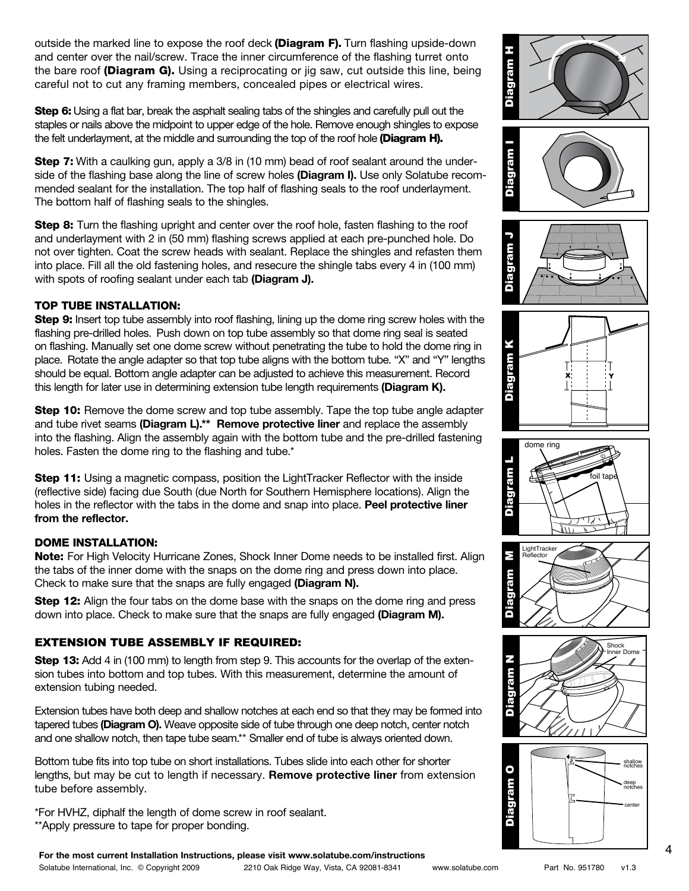outside the marked line to expose the roof deck **(Diagram F).** Turn flashing upside-down and center over the nail/screw. Trace the inner circumference of the flashing turret onto the bare roof **(Diagram G).** Using a reciprocating or jig saw, cut outside this line, being careful not to cut any framing members, concealed pipes or electrical wires.

**Step 6:** Using a flat bar, break the asphalt sealing tabs of the shingles and carefully pull out the staples or nails above the midpoint to upper edge of the hole. Remove enough shingles to expose the felt underlayment, at the middle and surrounding the top of the roof hole **(Diagram H).**

**Step 7:** With a caulking gun, apply a 3/8 in (10 mm) bead of roof sealant around the underside of the flashing base along the line of screw holes **(Diagram I).** Use only Solatube recommended sealant for the installation. The top half of flashing seals to the roof underlayment. The bottom half of flashing seals to the shingles.

**Step 8:** Turn the flashing upright and center over the roof hole, fasten flashing to the roof and underlayment with 2 in (50 mm) flashing screws applied at each pre-punched hole. Do not over tighten. Coat the screw heads with sealant. Replace the shingles and refasten them into place. Fill all the old fastening holes, and resecure the shingle tabs every 4 in (100 mm) with spots of roofing sealant under each tab **(Diagram J).**

### TOP TUBE INSTALLATION:

**Step 9:** Insert top tube assembly into roof flashing, lining up the dome ring screw holes with the flashing pre-drilled holes. Push down on top tube assembly so that dome ring seal is seated on flashing. Manually set one dome screw without penetrating the tube to hold the dome ring in place. Rotate the angle adapter so that top tube aligns with the bottom tube. “X” and “Y” lengths should be equal. Bottom angle adapter can be adjusted to achieve this measurement. Record this length for later use in determining extension tube length requirements **(Diagram K).**

**Step 10:** Remove the dome screw and top tube assembly. Tape the top tube angle adapter and tube rivet seams **(Diagram L).\*\* Remove protective liner** and replace the assembly into the flashing. Align the assembly again with the bottom tube and the pre-drilled fastening holes. Fasten the dome ring to the flashing and tube.*

**Step 11:** Using a magnetic compass, position the LightTracker Reflector with the inside (reflective side) facing due South (due North for Southern Hemisphere locations). Align the holes in the reflector with the tabs in the dome and snap into place. **Peel protective liner from the reflector.**

### DOME INSTALLATION:

**Note:** For High Velocity Hurricane Zones, Shock Inner Dome needs to be installed first. Align the tabs of the inner dome with the snaps on the dome ring and press down into place. Check to make sure that the snaps are fully engaged **(Diagram N).**

**Step 12:** Align the four tabs on the dome base with the snaps on the dome ring and press down into place. Check to make sure that the snaps are fully engaged **(Diagram M).**

### EXTENSION TUBE ASSEMBLY IF REQUIRED:

**Step 13:** Add 4 in (100 mm) to length from step 9. This accounts for the overlap of the extension tubes into bottom and top tubes. With this measurement, determine the amount of extension tubing needed.

Extension tubes have both deep and shallow notches at each end so that they may be formed into tapered tubes **(Diagram O).** Weave opposite side of tube through one deep notch, center notch and one shallow notch, then tape tube seam.** Smaller end of tube is always oriented down.

Bottom tube fits into top tube on short installations. Tubes slide into each other for shorter lengths, but may be cut to length if necessary. **Remove protective liner** from extension tube before assembly.

*For HVHZ, diphalf the length of dome screw in roof sealant.
**Apply pressure to tape for proper bonding.

Diagram H

Diagram I

Diagram J

Diagram K

Diagram L

Diagram M

Diagram N

Diagram O

**For the most current Installation Instructions, please visit www.solatube.com/instructions**

Solatube International, Inc. © Copyright 2009 2210 Oak Ridge Way, Vista, CA 92081-8341 www.solatube.com Part No. 951780 v1.3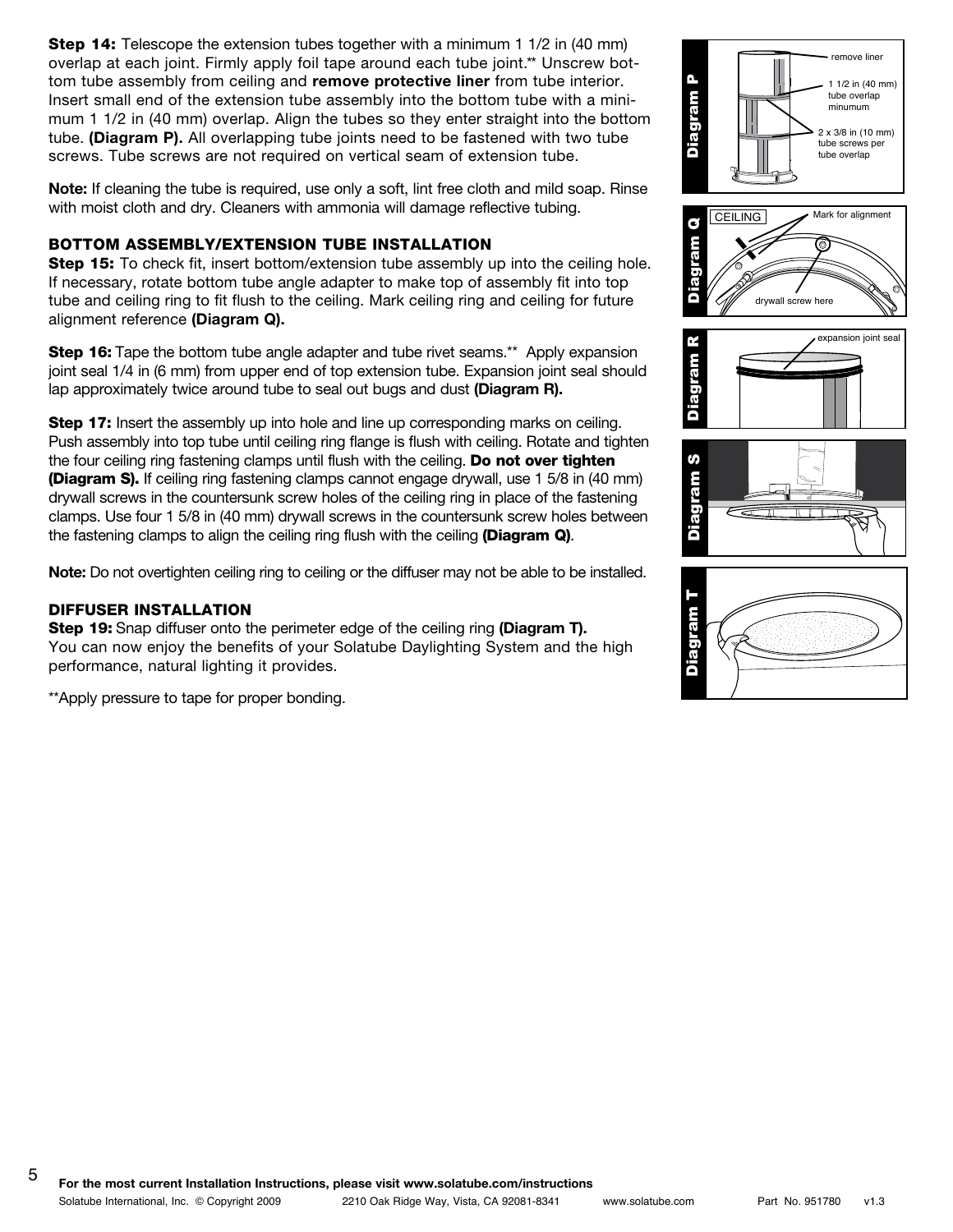**Step 14:** Telescope the extension tubes together with a minimum 1 1/2 in (40 mm) overlap at each joint. Firmly apply foil tape around each tube joint.** Unscrew bottom tube assembly from ceiling and **remove protective liner** from tube interior. Insert small end of the extension tube assembly into the bottom tube with a minimum 1 1/2 in (40 mm) overlap. Align the tubes so they enter straight into the bottom tube. **(Diagram P).** All overlapping tube joints need to be fastened with two tube screws. Tube screws are not required on vertical seam of extension tube.

**Note:** If cleaning the tube is required, use only a soft, lint free cloth and mild soap. Rinse with moist cloth and dry. Cleaners with ammonia will damage reflective tubing.

### BOTTOM ASSEMBLY/EXTENSION TUBE INSTALLATION

**Step 15:** To check fit, insert bottom/extension tube assembly up into the ceiling hole. If necessary, rotate bottom tube angle adapter to make top of assembly fit into top tube and ceiling ring to fit flush to the ceiling. Mark ceiling ring and ceiling for future alignment reference **(Diagram Q).**

**Step 16:** Tape the bottom tube angle adapter and tube rivet seams.** Apply expansion joint seal 1/4 in (6 mm) from upper end of top extension tube. Expansion joint seal should lap approximately twice around tube to seal out bugs and dust **(Diagram R).**

**Step 17:** Insert the assembly up into hole and line up corresponding marks on ceiling. Push assembly into top tube until ceiling ring flange is flush with ceiling. Rotate and tighten the four ceiling ring fastening clamps until flush with the ceiling. **Do not over tighten (Diagram S).** If ceiling ring fastening clamps cannot engage drywall, use 1 5/8 in (40 mm) drywall screws in the countersunk screw holes of the ceiling ring in place of the fastening clamps. Use four 1 5/8 in (40 mm) drywall screws in the countersunk screw holes between the fastening clamps to align the ceiling ring flush with the ceiling **(Diagram Q)**.

**Note:** Do not overtighten ceiling ring to ceiling or the diffuser may not be able to be installed.

### DIFFUSER INSTALLATION

**Step 19:** Snap diffuser onto the perimeter edge of the ceiling ring **(Diagram T).**
You can now enjoy the benefits of your Solatube Daylighting System and the high performance, natural lighting it provides.

**Apply pressure to tape for proper bonding.

**Diagram P** — remove liner; 1 1/2 in (40 mm) tube overlap minumum; 2 x 3/8 in (10 mm) tube screws per tube overlap

**Diagram Q** — CEILING; Mark for alignment; drywall screw here

**Diagram R** — expansion joint seal

**Diagram S**

**Diagram T**

**For the most current Installation Instructions, please visit www.solatube.com/instructions**

Solatube International, Inc. © Copyright 2009 2210 Oak Ridge Way, Vista, CA 92081-8341 www.solatube.com Part No. 951780 v1.3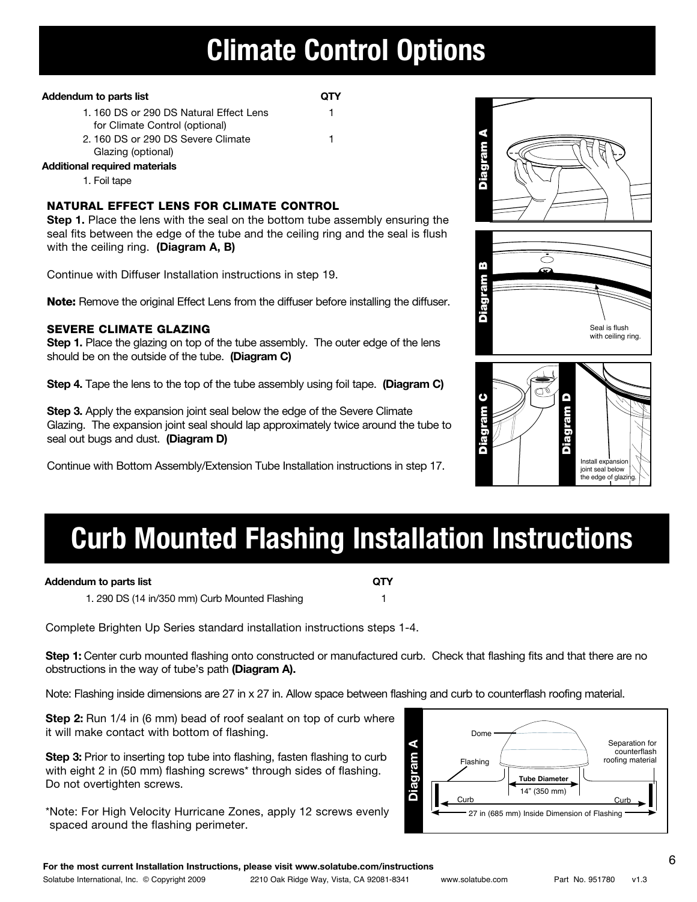# Climate Control Options

**Addendum to parts list** **QTY**

1. 160 DS or 290 DS Natural Effect Lens for Climate Control (optional) — 1
2. 160 DS or 290 DS Severe Climate Glazing (optional) — 1

**Additional required materials**

1. Foil tape

### NATURAL EFFECT LENS FOR CLIMATE CONTROL

**Step 1.** Place the lens with the seal on the bottom tube assembly ensuring the seal fits between the edge of the tube and the ceiling ring and the seal is flush with the ceiling ring. **(Diagram A, B)**

Continue with Diffuser Installation instructions in step 19.

**Note:** Remove the original Effect Lens from the diffuser before installing the diffuser.

### SEVERE CLIMATE GLAZING

**Step 1.** Place the glazing on top of the tube assembly. The outer edge of the lens should be on the outside of the tube. **(Diagram C)**

**Step 4.** Tape the lens to the top of the tube assembly using foil tape. **(Diagram C)**

**Step 3.** Apply the expansion joint seal below the edge of the Severe Climate Glazing. The expansion joint seal should lap approximately twice around the tube to seal out bugs and dust. **(Diagram D)**

Continue with Bottom Assembly/Extension Tube Installation instructions in step 17.

Diagram A

Diagram B

Seal is flush with ceiling ring.

Diagram C

Diagram D

Install expansion joint seal below the edge of glazing.

# Curb Mounted Flashing Installation Instructions

**Addendum to parts list** **QTY**

1. 290 DS (14 in/350 mm) Curb Mounted Flashing — 1

Complete Brighten Up Series standard installation instructions steps 1-4.

**Step 1:** Center curb mounted flashing onto constructed or manufactured curb. Check that flashing fits and that there are no obstructions in the way of tube's path **(Diagram A).**

Note: Flashing inside dimensions are 27 in x 27 in. Allow space between flashing and curb to counterflash roofing material.

**Step 2:** Run 1/4 in (6 mm) bead of roof sealant on top of curb where it will make contact with bottom of flashing.

**Step 3:** Prior to inserting top tube into flashing, fasten flashing to curb with eight 2 in (50 mm) flashing screws* through sides of flashing. Do not overtighten screws.

*Note: For High Velocity Hurricane Zones, apply 12 screws evenly spaced around the flashing perimeter.

Diagram A

Dome

Flashing

Separation for counterflash roofing material

Tube Diameter

14" (350 mm)

Curb

Curb

27 in (685 mm) Inside Dimension of Flashing

**For the most current Installation Instructions, please visit www.solatube.com/instructions**

Solatube International, Inc. © Copyright 2009 2210 Oak Ridge Way, Vista, CA 92081-8341 www.solatube.com Part No. 951780 v1.3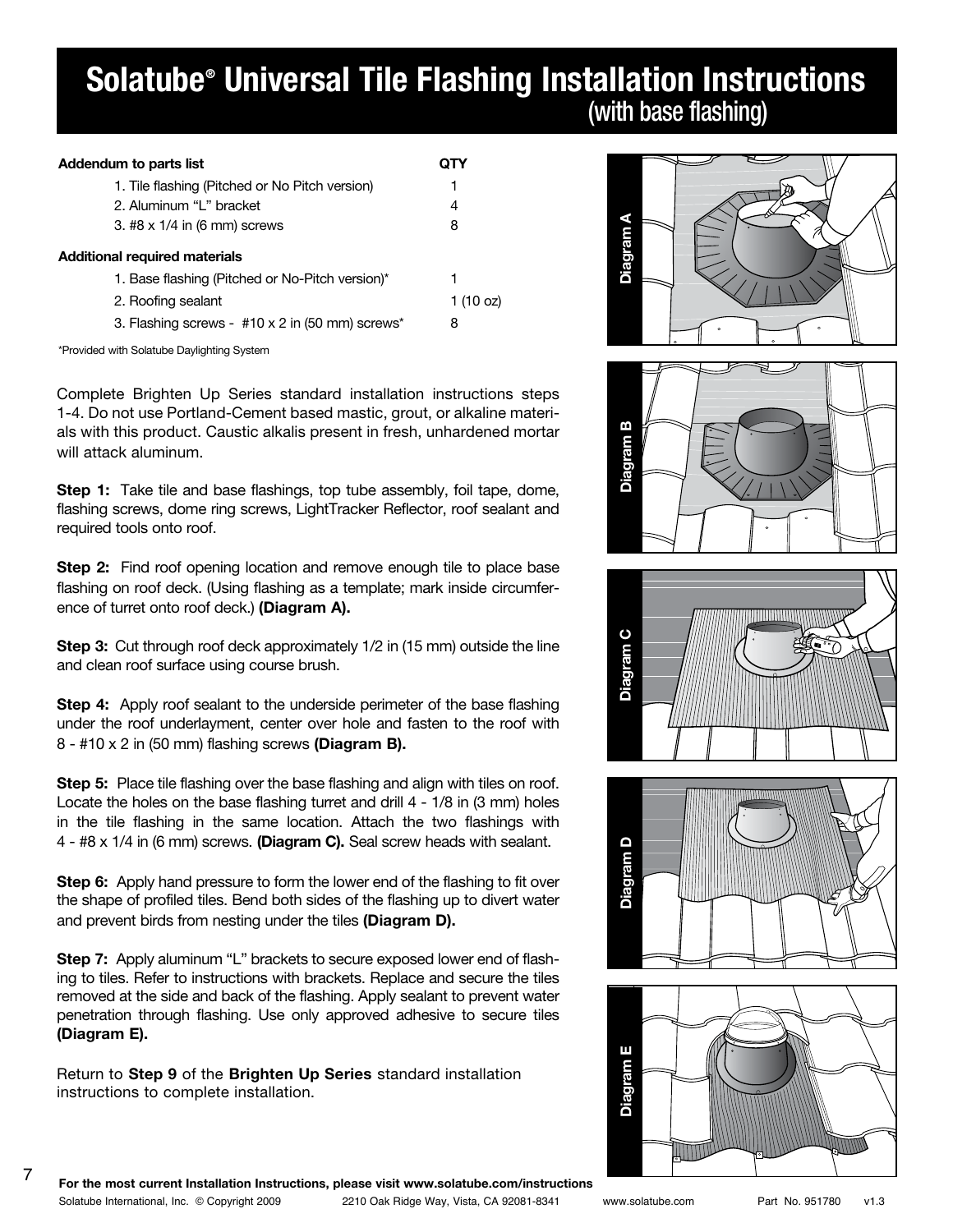# Solatube® Universal Tile Flashing Installation Instructions (with base flashing)

| Addendum to parts list | QTY |
|---|---|
| 1. Tile flashing (Pitched or No Pitch version) | 1 |
| 2. Aluminum "L" bracket | 4 |
| 3. #8 x 1/4 in (6 mm) screws | 8 |
| **Additional required materials** | |
| 1. Base flashing (Pitched or No-Pitch version)* | 1 |
| 2. Roofing sealant | 1 (10 oz) |
| 3. Flashing screws - #10 x 2 in (50 mm) screws* | 8 |

*Provided with Solatube Daylighting System

Complete Brighten Up Series standard installation instructions steps 1-4. Do not use Portland-Cement based mastic, grout, or alkaline materials with this product. Caustic alkalis present in fresh, unhardened mortar will attack aluminum.

**Step 1:** Take tile and base flashings, top tube assembly, foil tape, dome, flashing screws, dome ring screws, LightTracker Reflector, roof sealant and required tools onto roof.

**Step 2:** Find roof opening location and remove enough tile to place base flashing on roof deck. (Using flashing as a template; mark inside circumference of turret onto roof deck.) **(Diagram A).**

**Step 3:** Cut through roof deck approximately 1/2 in (15 mm) outside the line and clean roof surface using course brush.

**Step 4:** Apply roof sealant to the underside perimeter of the base flashing under the roof underlayment, center over hole and fasten to the roof with 8 - #10 x 2 in (50 mm) flashing screws **(Diagram B).**

**Step 5:** Place tile flashing over the base flashing and align with tiles on roof. Locate the holes on the base flashing turret and drill 4 - 1/8 in (3 mm) holes in the tile flashing in the same location. Attach the two flashings with 4 - #8 x 1/4 in (6 mm) screws. **(Diagram C).** Seal screw heads with sealant.

**Step 6:** Apply hand pressure to form the lower end of the flashing to fit over the shape of profiled tiles. Bend both sides of the flashing up to divert water and prevent birds from nesting under the tiles **(Diagram D).**

**Step 7:** Apply aluminum "L" brackets to secure exposed lower end of flashing to tiles. Refer to instructions with brackets. Replace and secure the tiles removed at the side and back of the flashing. Apply sealant to prevent water penetration through flashing. Use only approved adhesive to secure tiles **(Diagram E).**

Return to **Step 9** of the **Brighten Up Series** standard installation instructions to complete installation.

Diagram A

Diagram B

Diagram C

Diagram D

Diagram E

For the most current Installation Instructions, please visit www.solatube.com/instructions

Solatube International, Inc. © Copyright 2009 2210 Oak Ridge Way, Vista, CA 92081-8341 www.solatube.com Part No. 951780 v1.3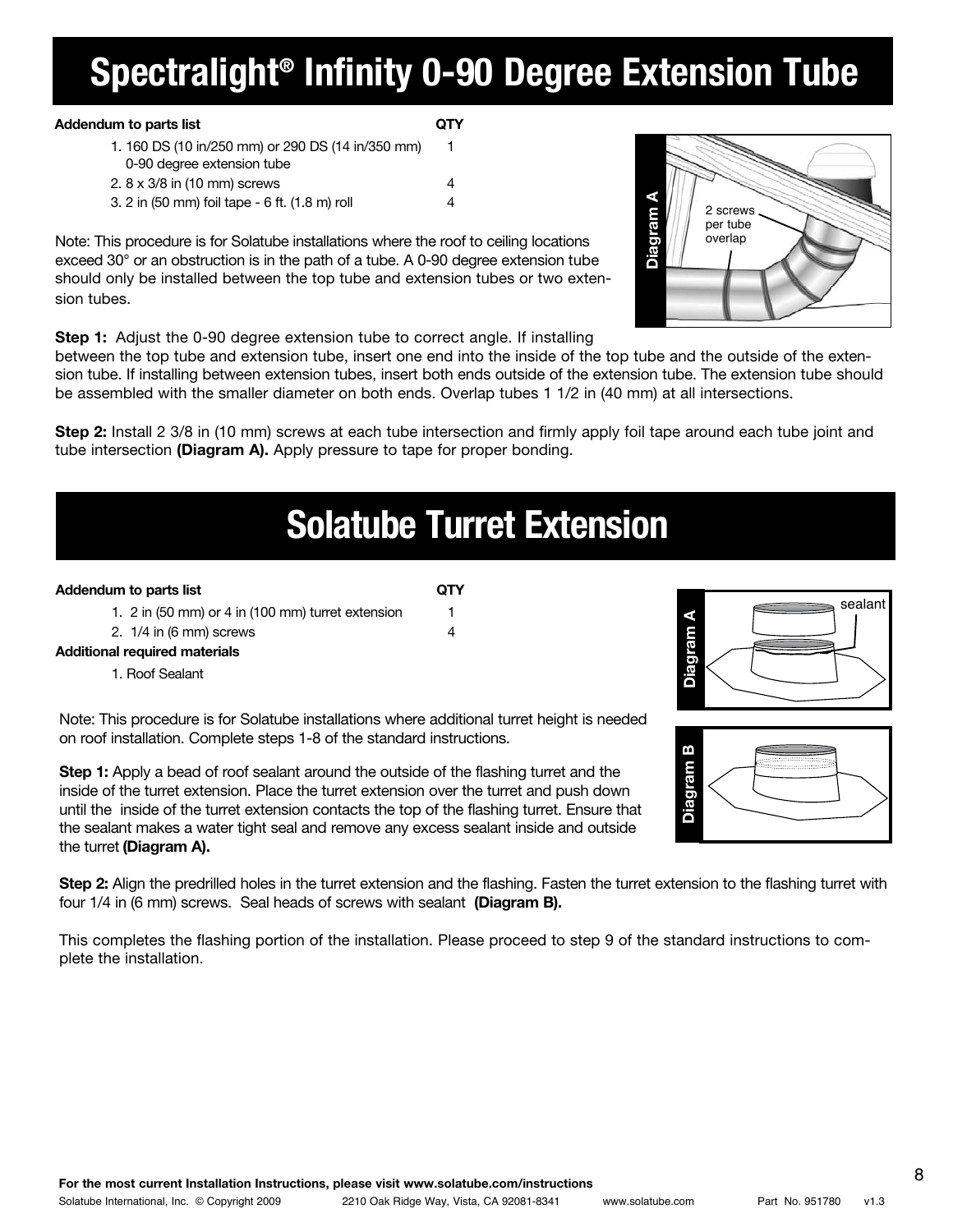# Spectralight® Infinity 0-90 Degree Extension Tube

| Addendum to parts list | QTY |
|---|---|
| 1. 160 DS (10 in/250 mm) or 290 DS (14 in/350 mm) 0-90 degree extension tube | 1 |
| 2. 8 x 3/8 in (10 mm) screws | 4 |
| 3. 2 in (50 mm) foil tape - 6 ft. (1.8 m) roll | 4 |

Note: This procedure is for Solatube installations where the roof to ceiling locations exceed 30° or an obstruction is in the path of a tube. A 0-90 degree extension tube should only be installed between the top tube and extension tubes or two extension tubes.

Diagram A

2 screws per tube overlap

**Step 1:** Adjust the 0-90 degree extension tube to correct angle. If installing between the top tube and extension tube, insert one end into the inside of the top tube and the outside of the extension tube. If installing between extension tubes, insert both ends outside of the extension tube. The extension tube should be assembled with the smaller diameter on both ends. Overlap tubes 1 1/2 in (40 mm) at all intersections.

**Step 2:** Install 2 3/8 in (10 mm) screws at each tube intersection and firmly apply foil tape around each tube joint and tube intersection **(Diagram A).** Apply pressure to tape for proper bonding.

# Solatube Turret Extension

| Addendum to parts list | QTY |
|---|---|
| 1. 2 in (50 mm) or 4 in (100 mm) turret extension | 1 |
| 2. 1/4 in (6 mm) screws | 4 |

**Additional required materials**

1. Roof Sealant

Note: This procedure is for Solatube installations where additional turret height is needed on roof installation. Complete steps 1-8 of the standard instructions.

Diagram A

sealant

Diagram B

**Step 1:** Apply a bead of roof sealant around the outside of the flashing turret and the inside of the turret extension. Place the turret extension over the turret and push down until the inside of the turret extension contacts the top of the flashing turret. Ensure that the sealant makes a water tight seal and remove any excess sealant inside and outside the turret **(Diagram A).**

**Step 2:** Align the predrilled holes in the turret extension and the flashing. Fasten the turret extension to the flashing turret with four 1/4 in (6 mm) screws. Seal heads of screws with sealant **(Diagram B).**

This completes the flashing portion of the installation. Please proceed to step 9 of the standard instructions to complete the installation.

**For the most current Installation Instructions, please visit www.solatube.com/instructions**

Solatube International, Inc. © Copyright 2009 2210 Oak Ridge Way, Vista, CA 92081-8341 www.solatube.com Part No. 951780 v1.3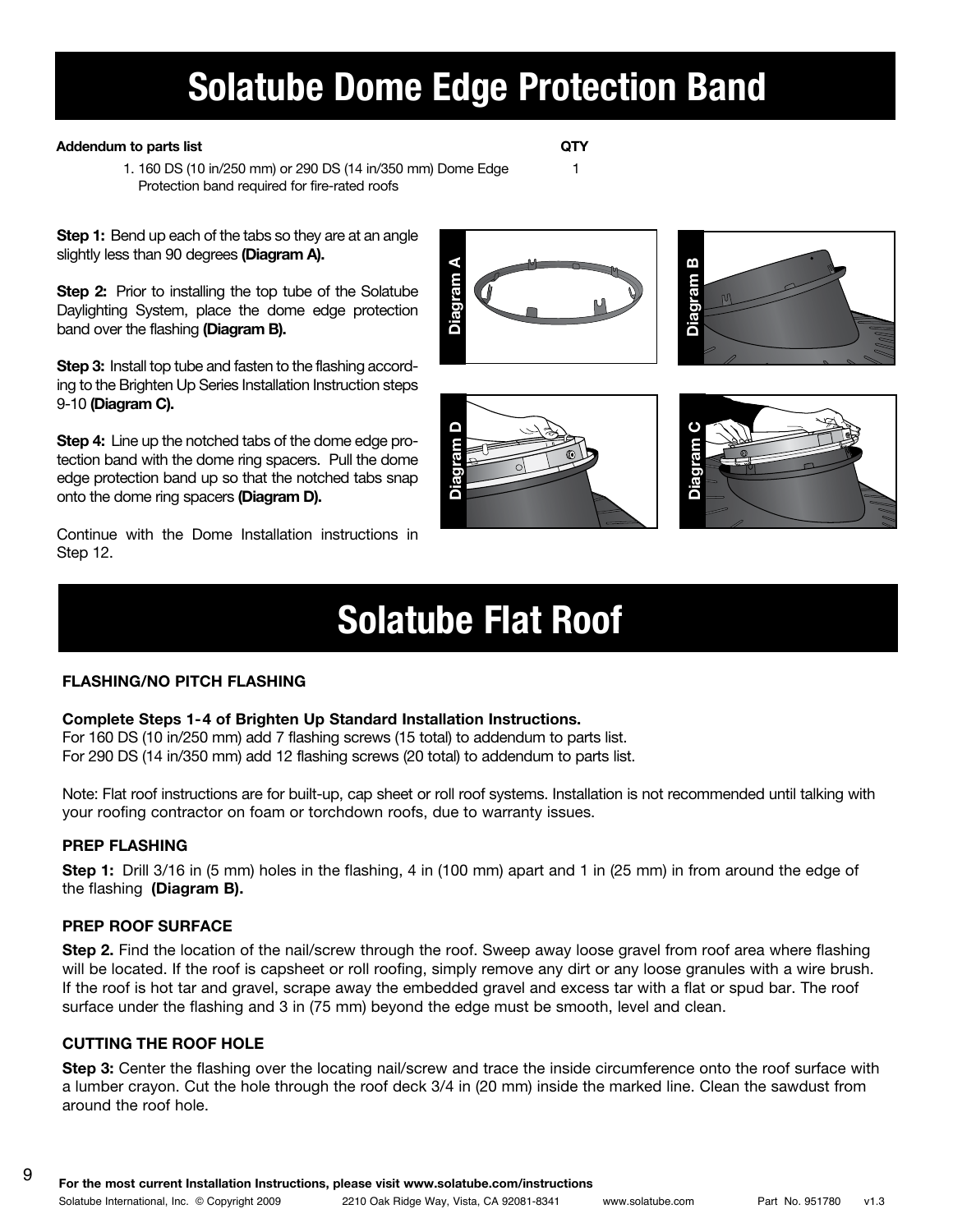# Solatube Dome Edge Protection Band

**Addendum to parts list** **QTY**

1. 160 DS (10 in/250 mm) or 290 DS (14 in/350 mm) Dome Edge Protection band required for fire-rated roofs — 1

**Step 1:** Bend up each of the tabs so they are at an angle slightly less than 90 degrees **(Diagram A).**

**Step 2:** Prior to installing the top tube of the Solatube Daylighting System, place the dome edge protection band over the flashing **(Diagram B).**

**Step 3:** Install top tube and fasten to the flashing according to the Brighten Up Series Installation Instruction steps 9-10 **(Diagram C).**

**Step 4:** Line up the notched tabs of the dome edge protection band with the dome ring spacers. Pull the dome edge protection band up so that the notched tabs snap onto the dome ring spacers **(Diagram D).**

Continue with the Dome Installation instructions in Step 12.

Diagram A

Diagram B

Diagram D

Diagram C

# Solatube Flat Roof

### FLASHING/NO PITCH FLASHING

**Complete Steps 1-4 of Brighten Up Standard Installation Instructions.**
For 160 DS (10 in/250 mm) add 7 flashing screws (15 total) to addendum to parts list.
For 290 DS (14 in/350 mm) add 12 flashing screws (20 total) to addendum to parts list.

Note: Flat roof instructions are for built-up, cap sheet or roll roof systems. Installation is not recommended until talking with your roofing contractor on foam or torchdown roofs, due to warranty issues.

### PREP FLASHING

**Step 1:** Drill 3/16 in (5 mm) holes in the flashing, 4 in (100 mm) apart and 1 in (25 mm) in from around the edge of the flashing **(Diagram B).**

### PREP ROOF SURFACE

**Step 2.** Find the location of the nail/screw through the roof. Sweep away loose gravel from roof area where flashing will be located. If the roof is capsheet or roll roofing, simply remove any dirt or any loose granules with a wire brush. If the roof is hot tar and gravel, scrape away the embedded gravel and excess tar with a flat or spud bar. The roof surface under the flashing and 3 in (75 mm) beyond the edge must be smooth, level and clean.

### CUTTING THE ROOF HOLE

**Step 3:** Center the flashing over the locating nail/screw and trace the inside circumference onto the roof surface with a lumber crayon. Cut the hole through the roof deck 3/4 in (20 mm) inside the marked line. Clean the sawdust from around the roof hole.

**For the most current Installation Instructions, please visit www.solatube.com/instructions**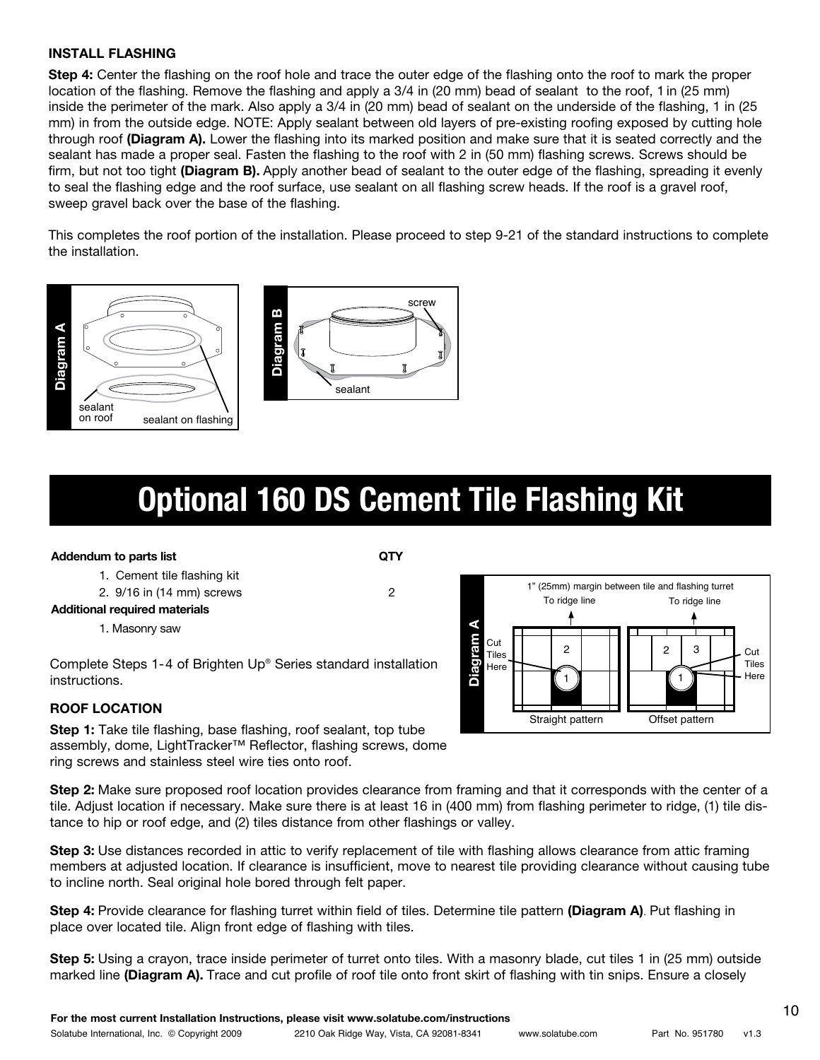### INSTALL FLASHING

**Step 4:** Center the flashing on the roof hole and trace the outer edge of the flashing onto the roof to mark the proper location of the flashing. Remove the flashing and apply a 3/4 in (20 mm) bead of sealant to the roof, 1 in (25 mm) inside the perimeter of the mark. Also apply a 3/4 in (20 mm) bead of sealant on the underside of the flashing, 1 in (25 mm) in from the outside edge. NOTE: Apply sealant between old layers of pre-existing roofing exposed by cutting hole through roof **(Diagram A).** Lower the flashing into its marked position and make sure that it is seated correctly and the sealant has made a proper seal. Fasten the flashing to the roof with 2 in (50 mm) flashing screws. Screws should be firm, but not too tight **(Diagram B).** Apply another bead of sealant to the outer edge of the flashing, spreading it evenly to seal the flashing edge and the roof surface, use sealant on all flashing screw heads. If the roof is a gravel roof, sweep gravel back over the base of the flashing.

This completes the roof portion of the installation. Please proceed to step 9-21 of the standard instructions to complete the installation.

Diagram A — sealant on roof; sealant on flashing

Diagram B — screw; sealant

# Optional 160 DS Cement Tile Flashing Kit

| Addendum to parts list | QTY |
|---|---|
| 1. Cement tile flashing kit | |
| 2. 9/16 in (14 mm) screws | 2 |
| **Additional required materials** | |
| 1. Masonry saw | |

Complete Steps 1-4 of Brighten Up® Series standard installation instructions.

Diagram A — 1" (25mm) margin between tile and flashing turret; To ridge line; Cut Tiles Here; Straight pattern; Offset pattern

### ROOF LOCATION

**Step 1:** Take tile flashing, base flashing, roof sealant, top tube assembly, dome, LightTracker™ Reflector, flashing screws, dome ring screws and stainless steel wire ties onto roof.

**Step 2:** Make sure proposed roof location provides clearance from framing and that it corresponds with the center of a tile. Adjust location if necessary. Make sure there is at least 16 in (400 mm) from flashing perimeter to ridge, (1) tile distance to hip or roof edge, and (2) tiles distance from other flashings or valley.

**Step 3:** Use distances recorded in attic to verify replacement of tile with flashing allows clearance from attic framing members at adjusted location. If clearance is insufficient, move to nearest tile providing clearance without causing tube to incline north. Seal original hole bored through felt paper.

**Step 4:** Provide clearance for flashing turret within field of tiles. Determine tile pattern **(Diagram A)**. Put flashing in place over located tile. Align front edge of flashing with tiles.

**Step 5:** Using a crayon, trace inside perimeter of turret onto tiles. With a masonry blade, cut tiles 1 in (25 mm) outside marked line **(Diagram A).** Trace and cut profile of roof tile onto front skirt of flashing with tin snips. Ensure a closely

**For the most current Installation Instructions, please visit www.solatube.com/instructions**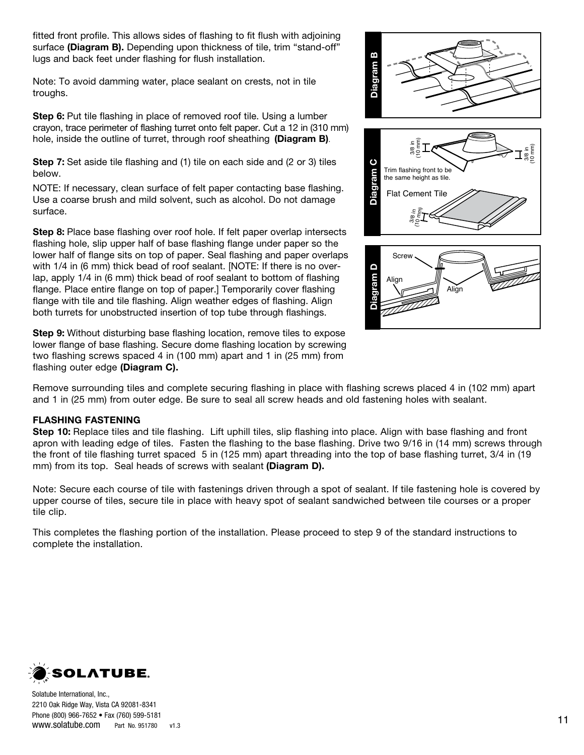fitted front profile. This allows sides of flashing to fit flush with adjoining surface **(Diagram B).** Depending upon thickness of tile, trim “stand-off” lugs and back feet under flashing for flush installation.

Note: To avoid damming water, place sealant on crests, not in tile troughs.

**Step 6:** Put tile flashing in place of removed roof tile. Using a lumber crayon, trace perimeter of flashing turret onto felt paper. Cut a 12 in (310 mm) hole, inside the outline of turret, through roof sheathing **(Diagram B)**.

**Step 7:** Set aside tile flashing and (1) tile on each side and (2 or 3) tiles below.

NOTE: If necessary, clean surface of felt paper contacting base flashing. Use a coarse brush and mild solvent, such as alcohol. Do not damage surface.

**Step 8:** Place base flashing over roof hole. If felt paper overlap intersects flashing hole, slip upper half of base flashing flange under paper so the lower half of flange sits on top of paper. Seal flashing and paper overlaps with 1/4 in (6 mm) thick bead of roof sealant. [NOTE: If there is no overlap, apply 1/4 in (6 mm) thick bead of roof sealant to bottom of flashing flange. Place entire flange on top of paper.] Temporarily cover flashing flange with tile and tile flashing. Align weather edges of flashing. Align both turrets for unobstructed insertion of top tube through flashings.

**Step 9:** Without disturbing base flashing location, remove tiles to expose lower flange of base flashing. Secure dome flashing location by screwing two flashing screws spaced 4 in (100 mm) apart and 1 in (25 mm) from flashing outer edge **(Diagram C).**

Diagram B

Diagram C

3/8 in (10 mm)

3/8 in (10 mm)

Trim flashing front to be the same height as tile.

Flat Cement Tile

3/8 in (10 mm)

Diagram D

Screw

Align

Align

Remove surrounding tiles and complete securing flashing in place with flashing screws placed 4 in (102 mm) apart and 1 in (25 mm) from outer edge. Be sure to seal all screw heads and old fastening holes with sealant.

**FLASHING FASTENING**

**Step 10:** Replace tiles and tile flashing. Lift uphill tiles, slip flashing into place. Align with base flashing and front apron with leading edge of tiles. Fasten the flashing to the base flashing. Drive two 9/16 in (14 mm) screws through the front of tile flashing turret spaced 5 in (125 mm) apart threading into the top of base flashing turret, 3/4 in (19 mm) from its top. Seal heads of screws with sealant **(Diagram D).**

Note: Secure each course of tile with fastenings driven through a spot of sealant. If tile fastening hole is covered by upper course of tiles, secure tile in place with heavy spot of sealant sandwiched between tile courses or a proper tile clip.

This completes the flashing portion of the installation. Please proceed to step 9 of the standard instructions to complete the installation.

SOLATUBE.

Solatube International, Inc.,
2210 Oak Ridge Way, Vista CA 92081-8341
Phone (800) 966-7652 • Fax (760) 599-5181
www.solatube.com Part No. 951780 v1.3